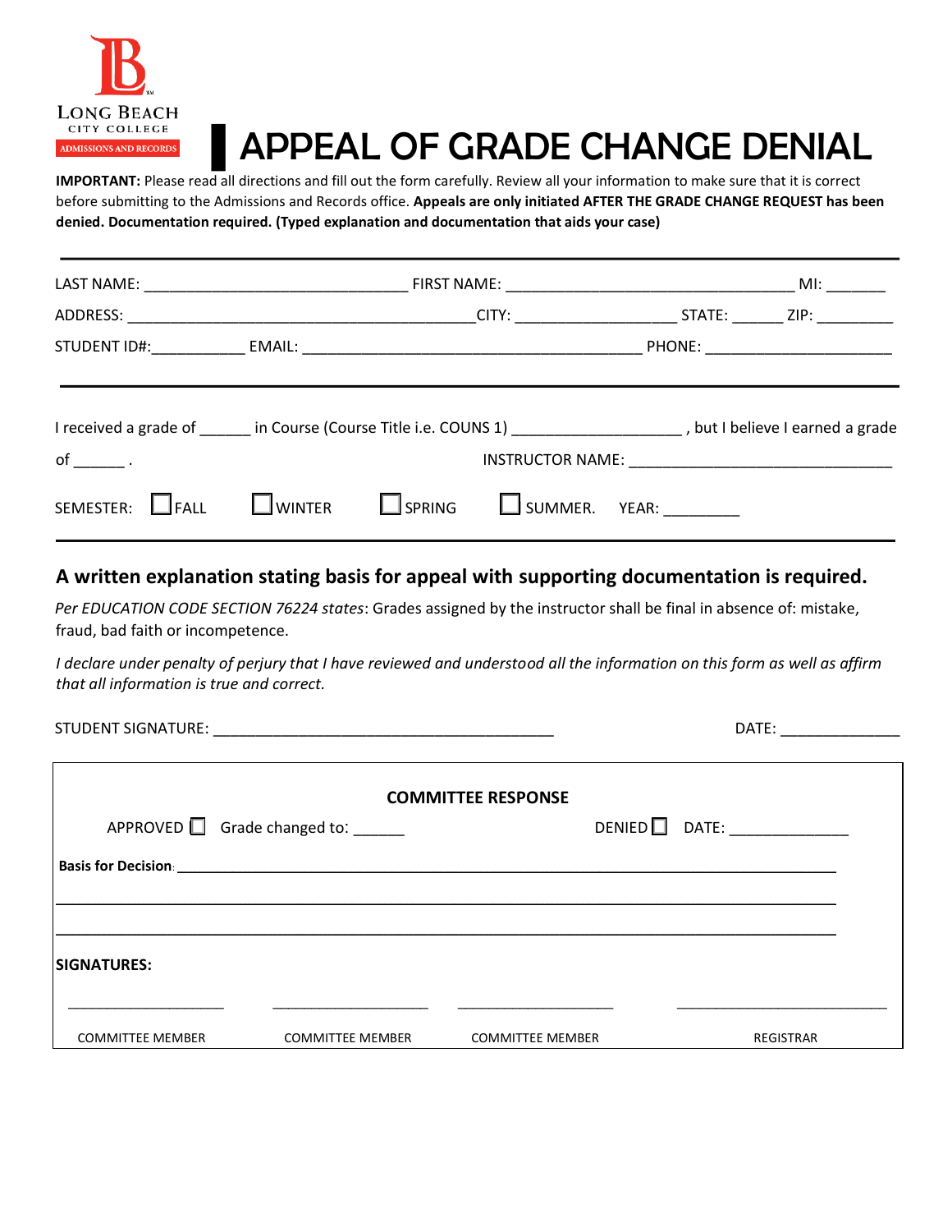LONG BEACH CITY COLLEGE

ADMISSIONS AND RECORDS

# APPEAL OF GRADE CHANGE DENIAL

**IMPORTANT:** Please read all directions and fill out the form carefully. Review all your information to make sure that it is correct before submitting to the Admissions and Records office. **Appeals are only initiated AFTER THE GRADE CHANGE REQUEST has been denied. Documentation required. (Typed explanation and documentation that aids your case)**

---

LAST NAME: ______________________________ FIRST NAME: _________________________________ MI: _______

ADDRESS: ________________________________________CITY: __________________ STATE: ______ ZIP: _________

STUDENT ID#:___________ EMAIL: _______________________________________ PHONE: _____________________

---

I received a grade of ______ in Course (Course Title i.e. COUNS 1) ___________________ , but I believe I earned a grade of ______ .

INSTRUCTOR NAME: ______________________________

SEMESTER: ☐ FALL ☐ WINTER ☐ SPRING ☐ SUMMER. YEAR: _________

---

### A written explanation stating basis for appeal with supporting documentation is required.

*Per EDUCATION CODE SECTION 76224 states*: Grades assigned by the instructor shall be final in absence of: mistake, fraud, bad faith or incompetence.

*I declare under penalty of perjury that I have reviewed and understood all the information on this form as well as affirm that all information is true and correct.*

STUDENT SIGNATURE: _______________________________________ DATE: ______________

---

**COMMITTEE RESPONSE**

APPROVED ☐ Grade changed to: ______ DENIED ☐ DATE: ______________

**Basis for Decision**: ____________________________________________________________________________

_____________________________________________________________________________________________

_____________________________________________________________________________________________

**SIGNATURES:**

____________________ ____________________ ____________________ ___________________________

COMMITTEE MEMBER COMMITTEE MEMBER COMMITTEE MEMBER REGISTRAR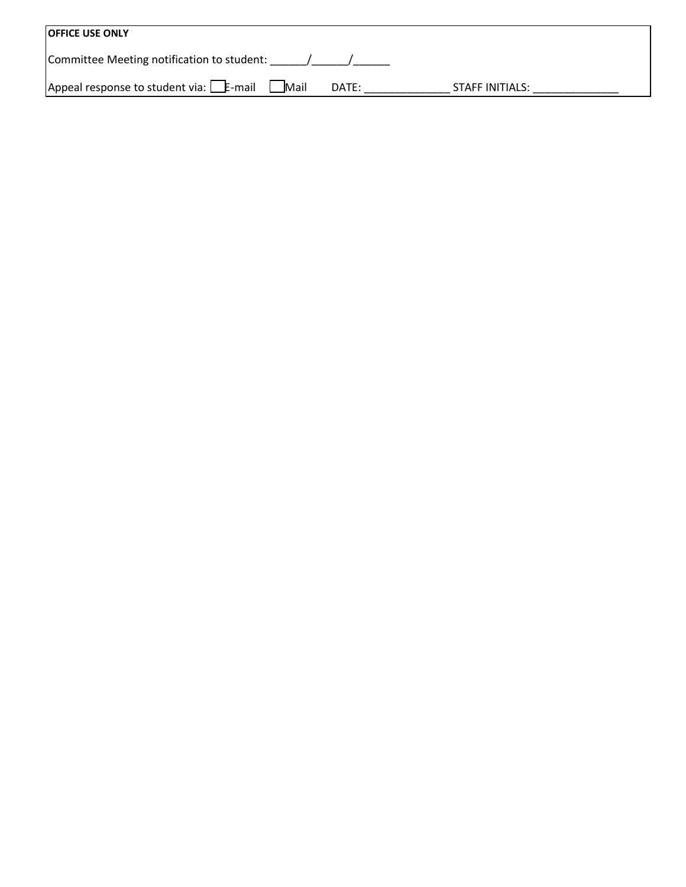**OFFICE USE ONLY**

Committee Meeting notification to student: ______/______/______

Appeal response to student via: ☐ E-mail ☐ Mail DATE: ______________ STAFF INITIALS: ______________